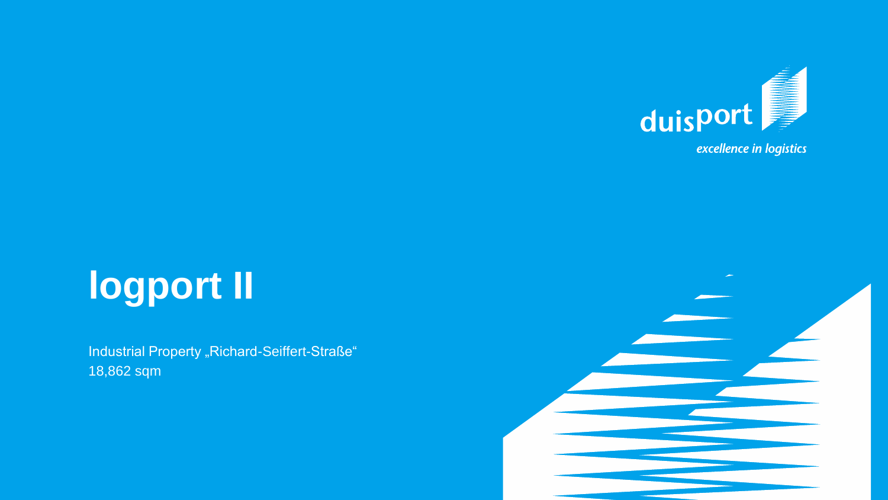duisport

*excellence in logistics*

# logport II

Industrial Property „Richard-Seiffert-Straße"
18,862 sqm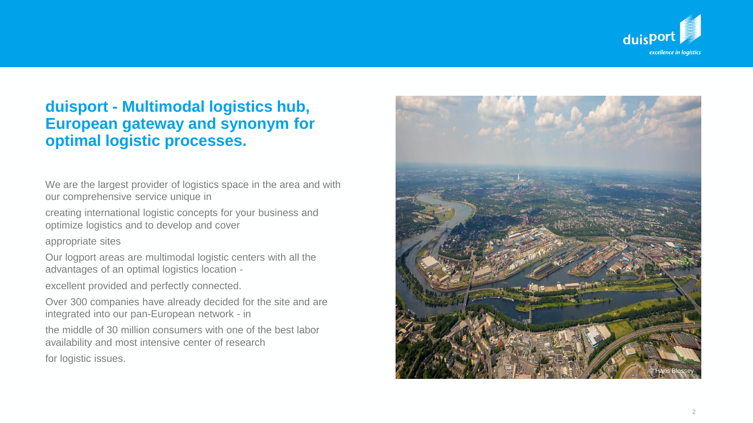## duisport - Multimodal logistics hub, European gateway and synonym for optimal logistic processes.

We are the largest provider of logistics space in the area and with our comprehensive service unique in

creating international logistic concepts for your business and optimize logistics and to develop and cover

appropriate sites

Our logport areas are multimodal logistic centers with all the advantages of an optimal logistics location -

excellent provided and perfectly connected.

Over 300 companies have already decided for the site and are integrated into our pan-European network - in

the middle of 30 million consumers with one of the best labor availability and most intensive center of research

for logistic issues.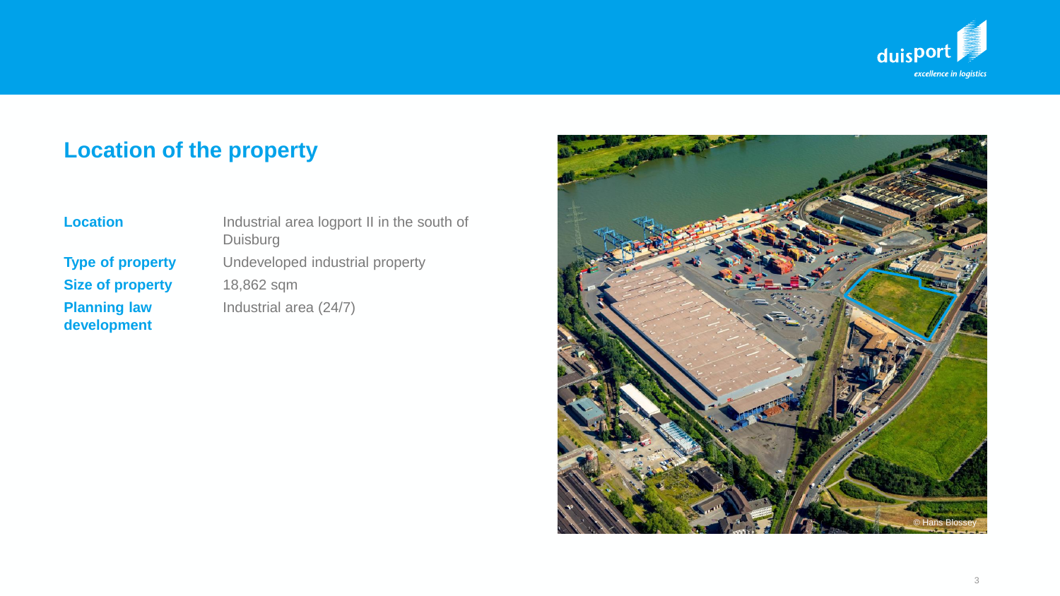## Location of the property

| | |
|---|---|
| **Location** | Industrial area logport II in the south of Duisburg |
| **Type of property** | Undeveloped industrial property |
| **Size of property** | 18,862 sqm |
| **Planning law development** | Industrial area (24/7) |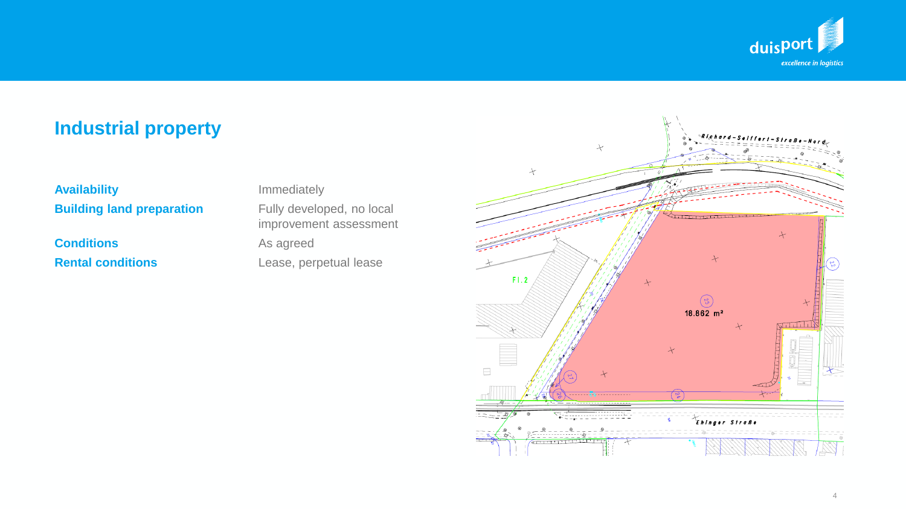## Industrial property

| | |
|---|---|
| **Availability** | Immediately |
| **Building land preparation** | Fully developed, no local improvement assessment |
| **Conditions** | As agreed |
| **Rental conditions** | Lease, perpetual lease |

Richard-Seiffert-Straße-Nord

Fl. 2

18.862 m²

Ehinger Straße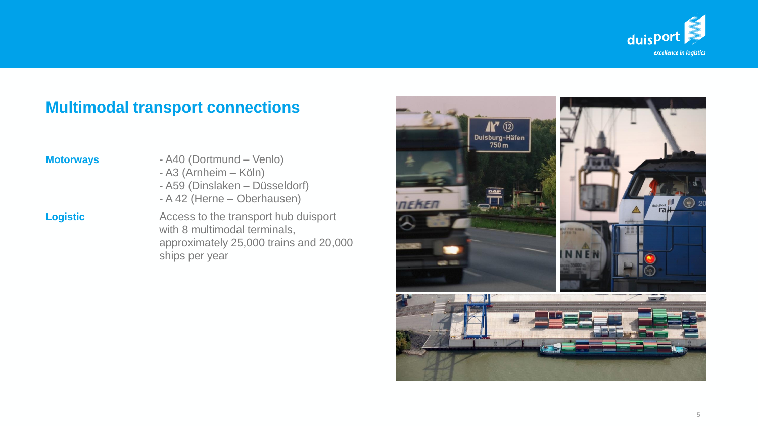## Multimodal transport connections

**Motorways**

- A40 (Dortmund – Venlo)
- A3 (Arnheim – Köln)
- A59 (Dinslaken – Düsseldorf)
- A 42 (Herne – Oberhausen)

**Logistic**

Access to the transport hub duisport with 8 multimodal terminals, approximately 25,000 trains and 20,000 ships per year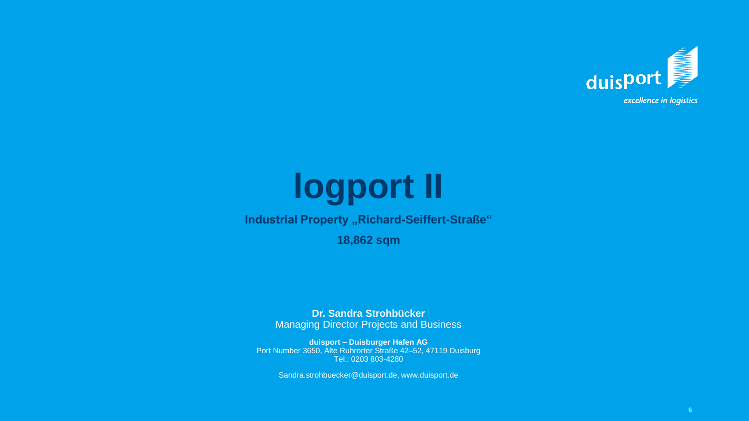duisport
*excellence in logistics*

# logport II

**Industrial Property „Richard-Seiffert-Straße"**

**18,862 sqm**

**Dr. Sandra Strohbücker**
Managing Director Projects and Business

**duisport – Duisburger Hafen AG**
Port Number 3650, Alte Ruhrorter Straße 42–52, 47119 Duisburg
Tel.: 0203 803-4280

Sandra.strohbuecker@duisport.de, www.duisport.de